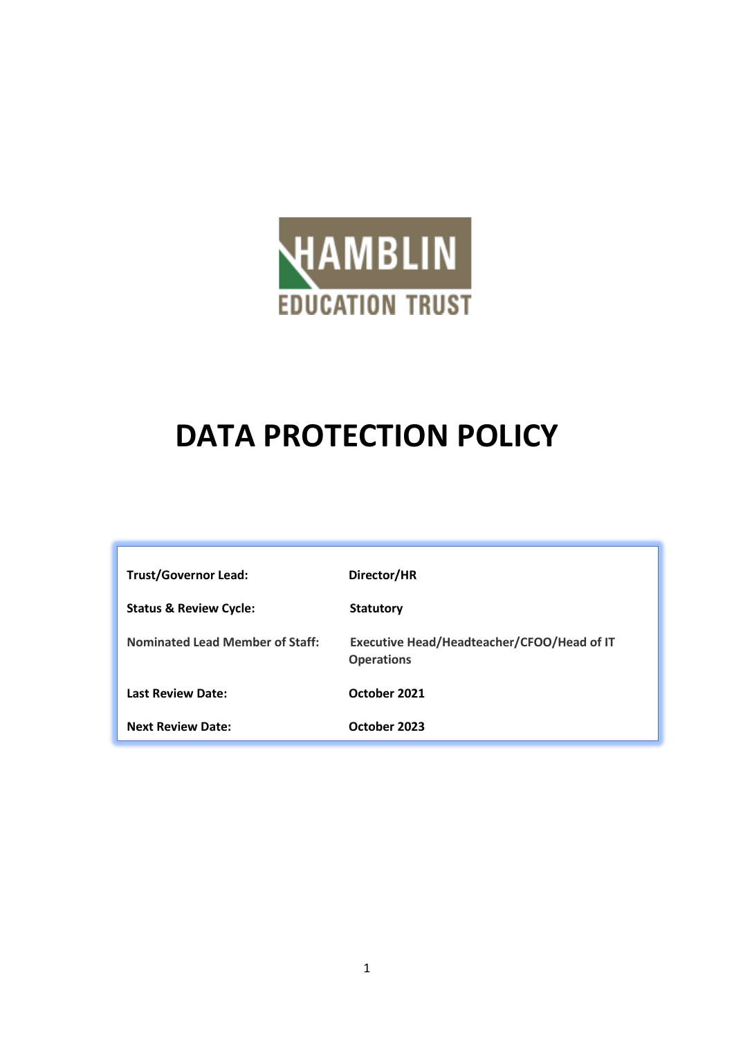HAMBLIN

EDUCATION TRUST

# DATA PROTECTION POLICY

| | |
|---|---|
| **Trust/Governor Lead:** | **Director/HR** |
| **Status & Review Cycle:** | **Statutory** |
| **Nominated Lead Member of Staff:** | **Executive Head/Headteacher/CFOO/Head of IT Operations** |
| **Last Review Date:** | **October 2021** |
| **Next Review Date:** | **October 2023** |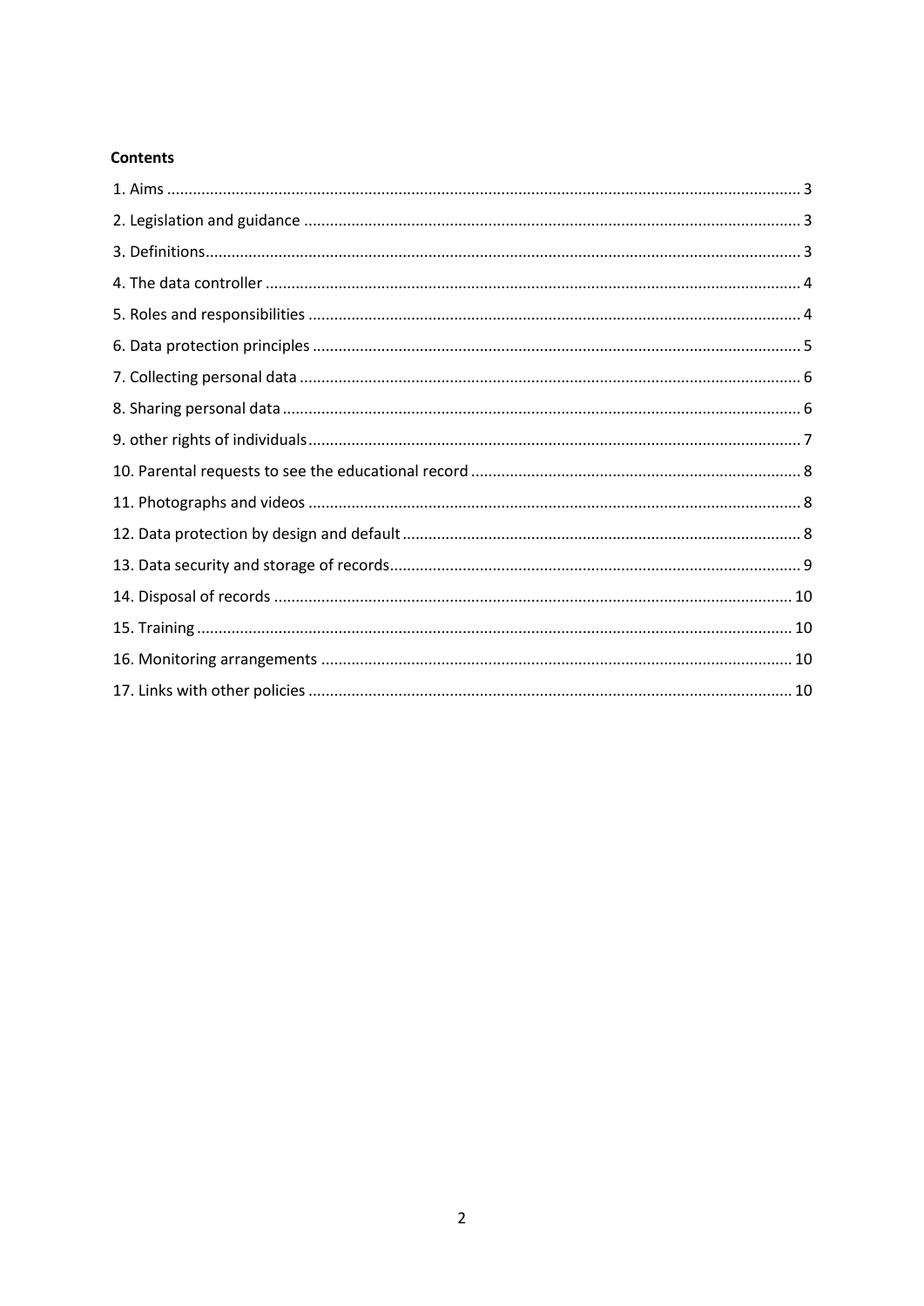**Contents**

1. Aims ........................................................................................................................................ 3
2. Legislation and guidance ...................................................................................................... 3
3. Definitions............................................................................................................................. 3
4. The data controller ............................................................................................................... 4
5. Roles and responsibilities ..................................................................................................... 4
6. Data protection principles .................................................................................................... 5
7. Collecting personal data ....................................................................................................... 6
8. Sharing personal data ........................................................................................................... 6
9. other rights of individuals..................................................................................................... 7
10. Parental requests to see the educational record ............................................................... 8
11. Photographs and videos ..................................................................................................... 8
12. Data protection by design and default ............................................................................... 8
13. Data security and storage of records.................................................................................. 9
14. Disposal of records ........................................................................................................... 10
15. Training ............................................................................................................................. 10
16. Monitoring arrangements ................................................................................................ 10
17. Links with other policies ................................................................................................... 10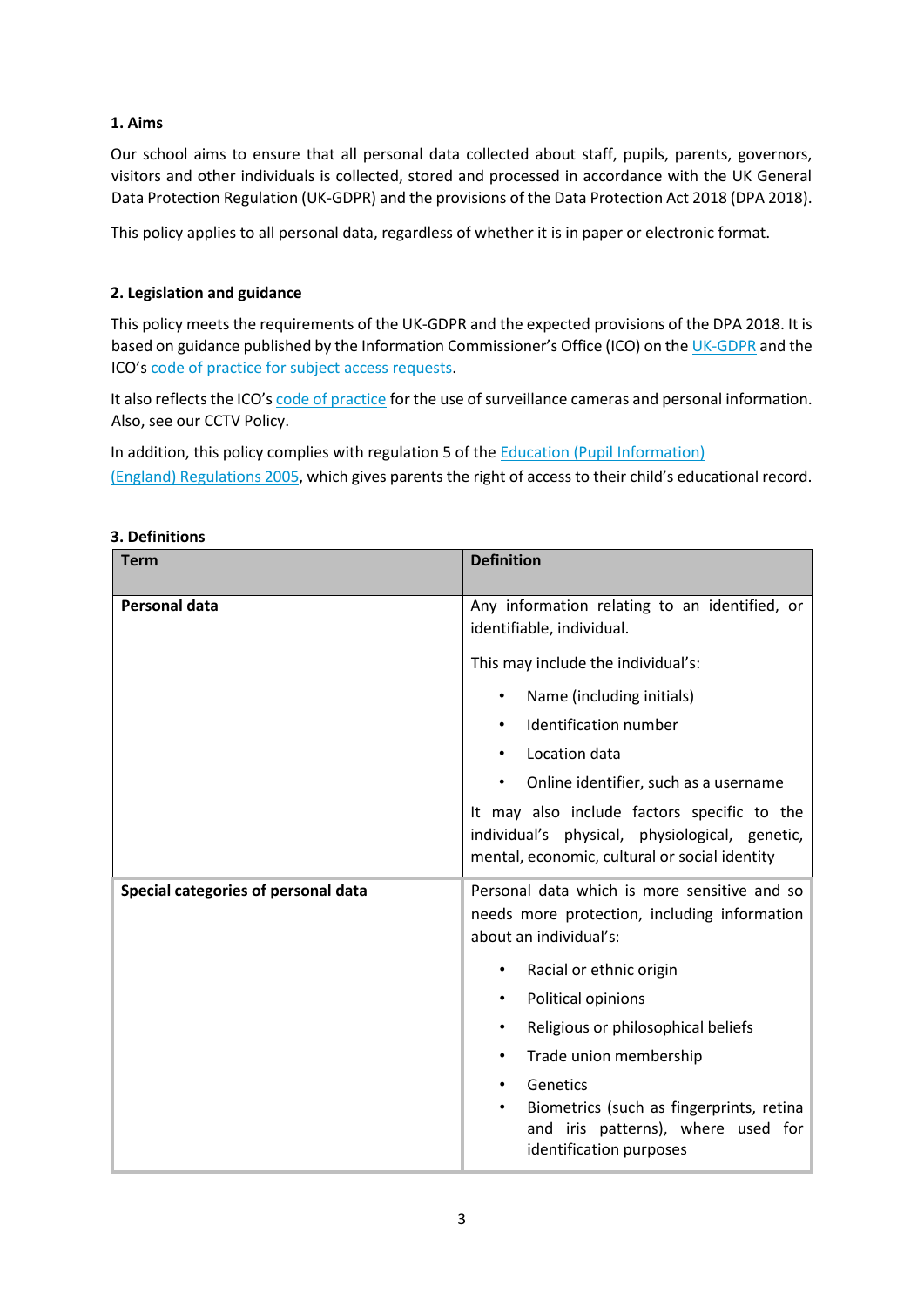## 1. Aims

Our school aims to ensure that all personal data collected about staff, pupils, parents, governors, visitors and other individuals is collected, stored and processed in accordance with the UK General Data Protection Regulation (UK-GDPR) and the provisions of the Data Protection Act 2018 (DPA 2018).

This policy applies to all personal data, regardless of whether it is in paper or electronic format.

## 2. Legislation and guidance

This policy meets the requirements of the UK-GDPR and the expected provisions of the DPA 2018. It is based on guidance published by the Information Commissioner's Office (ICO) on the UK-GDPR and the ICO's code of practice for subject access requests.

It also reflects the ICO's code of practice for the use of surveillance cameras and personal information. Also, see our CCTV Policy.

In addition, this policy complies with regulation 5 of the Education (Pupil Information) (England) Regulations 2005, which gives parents the right of access to their child's educational record.

## 3. Definitions

| Term | Definition |
|---|---|
| **Personal data** | Any information relating to an identified, or identifiable, individual.<br><br>This may include the individual's:<br>• Name (including initials)<br>• Identification number<br>• Location data<br>• Online identifier, such as a username<br><br>It may also include factors specific to the individual's physical, physiological, genetic, mental, economic, cultural or social identity |
| **Special categories of personal data** | Personal data which is more sensitive and so needs more protection, including information about an individual's:<br>• Racial or ethnic origin<br>• Political opinions<br>• Religious or philosophical beliefs<br>• Trade union membership<br>• Genetics<br>• Biometrics (such as fingerprints, retina and iris patterns), where used for identification purposes |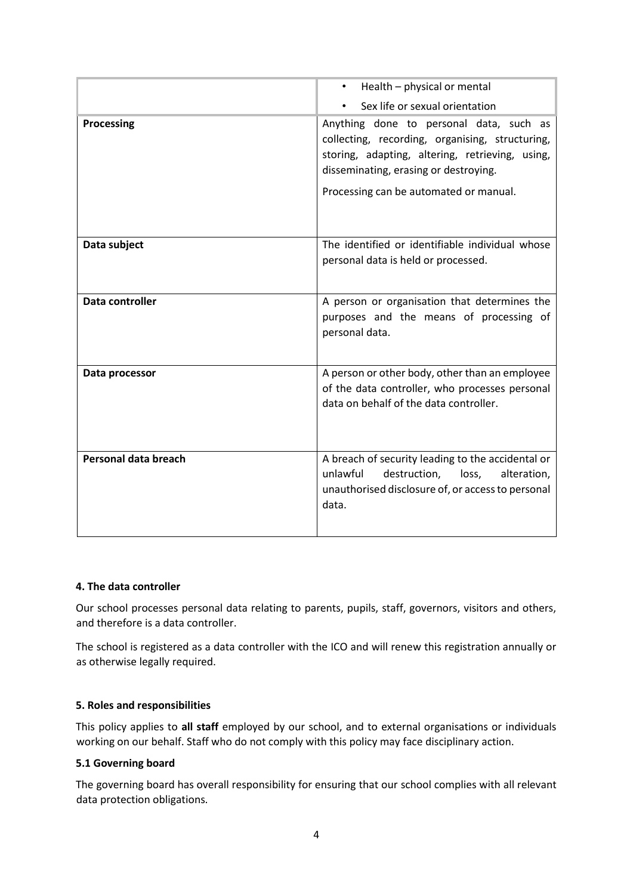| | |
|---|---|
| | • Health – physical or mental<br>• Sex life or sexual orientation |
| **Processing** | Anything done to personal data, such as collecting, recording, organising, structuring, storing, adapting, altering, retrieving, using, disseminating, erasing or destroying.<br><br>Processing can be automated or manual. |
| **Data subject** | The identified or identifiable individual whose personal data is held or processed. |
| **Data controller** | A person or organisation that determines the purposes and the means of processing of personal data. |
| **Data processor** | A person or other body, other than an employee of the data controller, who processes personal data on behalf of the data controller. |
| **Personal data breach** | A breach of security leading to the accidental or unlawful destruction, loss, alteration, unauthorised disclosure of, or access to personal data. |

#### 4. The data controller

Our school processes personal data relating to parents, pupils, staff, governors, visitors and others, and therefore is a data controller.

The school is registered as a data controller with the ICO and will renew this registration annually or as otherwise legally required.

#### 5. Roles and responsibilities

This policy applies to **all staff** employed by our school, and to external organisations or individuals working on our behalf. Staff who do not comply with this policy may face disciplinary action.

#### 5.1 Governing board

The governing board has overall responsibility for ensuring that our school complies with all relevant data protection obligations.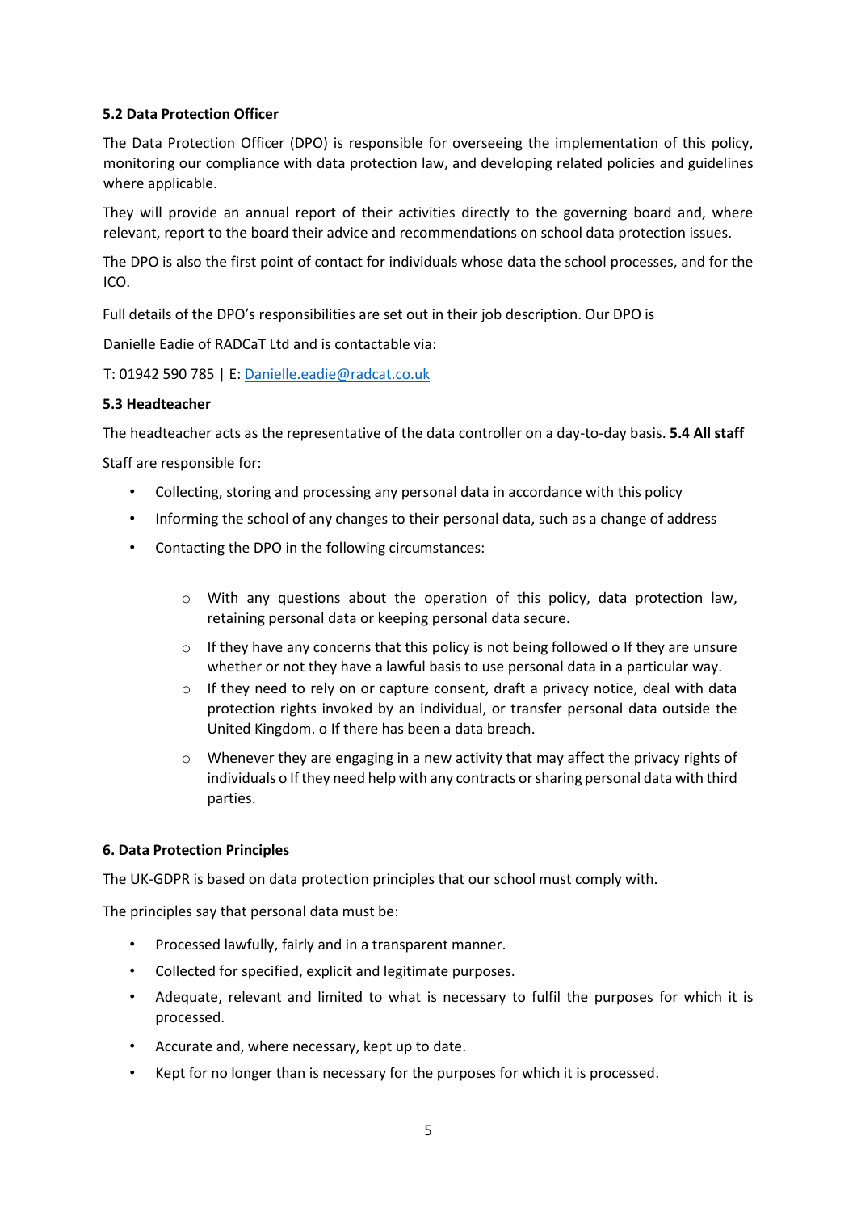**5.2 Data Protection Officer**

The Data Protection Officer (DPO) is responsible for overseeing the implementation of this policy, monitoring our compliance with data protection law, and developing related policies and guidelines where applicable.

They will provide an annual report of their activities directly to the governing board and, where relevant, report to the board their advice and recommendations on school data protection issues.

The DPO is also the first point of contact for individuals whose data the school processes, and for the ICO.

Full details of the DPO's responsibilities are set out in their job description. Our DPO is

Danielle Eadie of RADCaT Ltd and is contactable via:

T: 01942 590 785 | E: [Danielle.eadie@radcat.co.uk](mailto:Danielle.eadie@radcat.co.uk)

**5.3 Headteacher**

The headteacher acts as the representative of the data controller on a day-to-day basis. **5.4 All staff**

Staff are responsible for:

- Collecting, storing and processing any personal data in accordance with this policy
- Informing the school of any changes to their personal data, such as a change of address
- Contacting the DPO in the following circumstances:
    - With any questions about the operation of this policy, data protection law, retaining personal data or keeping personal data secure.
    - If they have any concerns that this policy is not being followed o If they are unsure whether or not they have a lawful basis to use personal data in a particular way.
    - If they need to rely on or capture consent, draft a privacy notice, deal with data protection rights invoked by an individual, or transfer personal data outside the United Kingdom. o If there has been a data breach.
    - Whenever they are engaging in a new activity that may affect the privacy rights of individuals o If they need help with any contracts or sharing personal data with third parties.

**6. Data Protection Principles**

The UK-GDPR is based on data protection principles that our school must comply with.

The principles say that personal data must be:

- Processed lawfully, fairly and in a transparent manner.
- Collected for specified, explicit and legitimate purposes.
- Adequate, relevant and limited to what is necessary to fulfil the purposes for which it is processed.
- Accurate and, where necessary, kept up to date.
- Kept for no longer than is necessary for the purposes for which it is processed.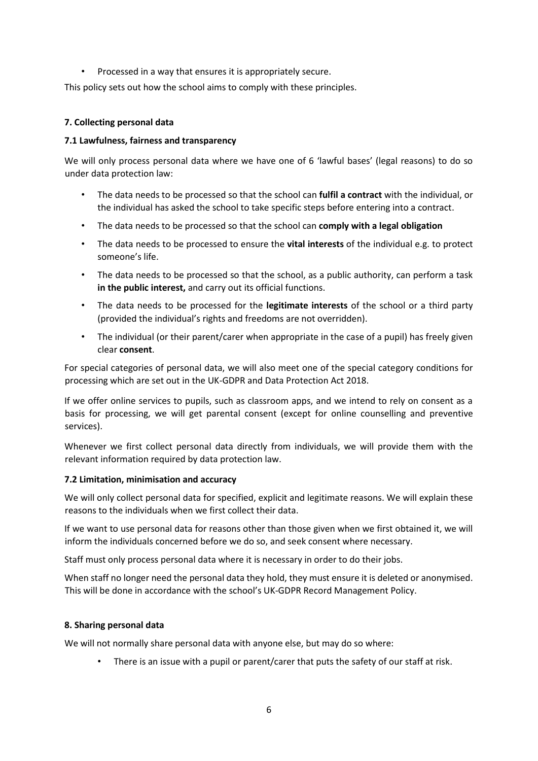- Processed in a way that ensures it is appropriately secure.

This policy sets out how the school aims to comply with these principles.

### 7. Collecting personal data

#### 7.1 Lawfulness, fairness and transparency

We will only process personal data where we have one of 6 'lawful bases' (legal reasons) to do so under data protection law:

- The data needs to be processed so that the school can **fulfil a contract** with the individual, or the individual has asked the school to take specific steps before entering into a contract.
- The data needs to be processed so that the school can **comply with a legal obligation**
- The data needs to be processed to ensure the **vital interests** of the individual e.g. to protect someone's life.
- The data needs to be processed so that the school, as a public authority, can perform a task **in the public interest,** and carry out its official functions.
- The data needs to be processed for the **legitimate interests** of the school or a third party (provided the individual's rights and freedoms are not overridden).
- The individual (or their parent/carer when appropriate in the case of a pupil) has freely given clear **consent**.

For special categories of personal data, we will also meet one of the special category conditions for processing which are set out in the UK-GDPR and Data Protection Act 2018.

If we offer online services to pupils, such as classroom apps, and we intend to rely on consent as a basis for processing, we will get parental consent (except for online counselling and preventive services).

Whenever we first collect personal data directly from individuals, we will provide them with the relevant information required by data protection law.

#### 7.2 Limitation, minimisation and accuracy

We will only collect personal data for specified, explicit and legitimate reasons. We will explain these reasons to the individuals when we first collect their data.

If we want to use personal data for reasons other than those given when we first obtained it, we will inform the individuals concerned before we do so, and seek consent where necessary.

Staff must only process personal data where it is necessary in order to do their jobs.

When staff no longer need the personal data they hold, they must ensure it is deleted or anonymised. This will be done in accordance with the school's UK-GDPR Record Management Policy.

### 8. Sharing personal data

We will not normally share personal data with anyone else, but may do so where:

- There is an issue with a pupil or parent/carer that puts the safety of our staff at risk.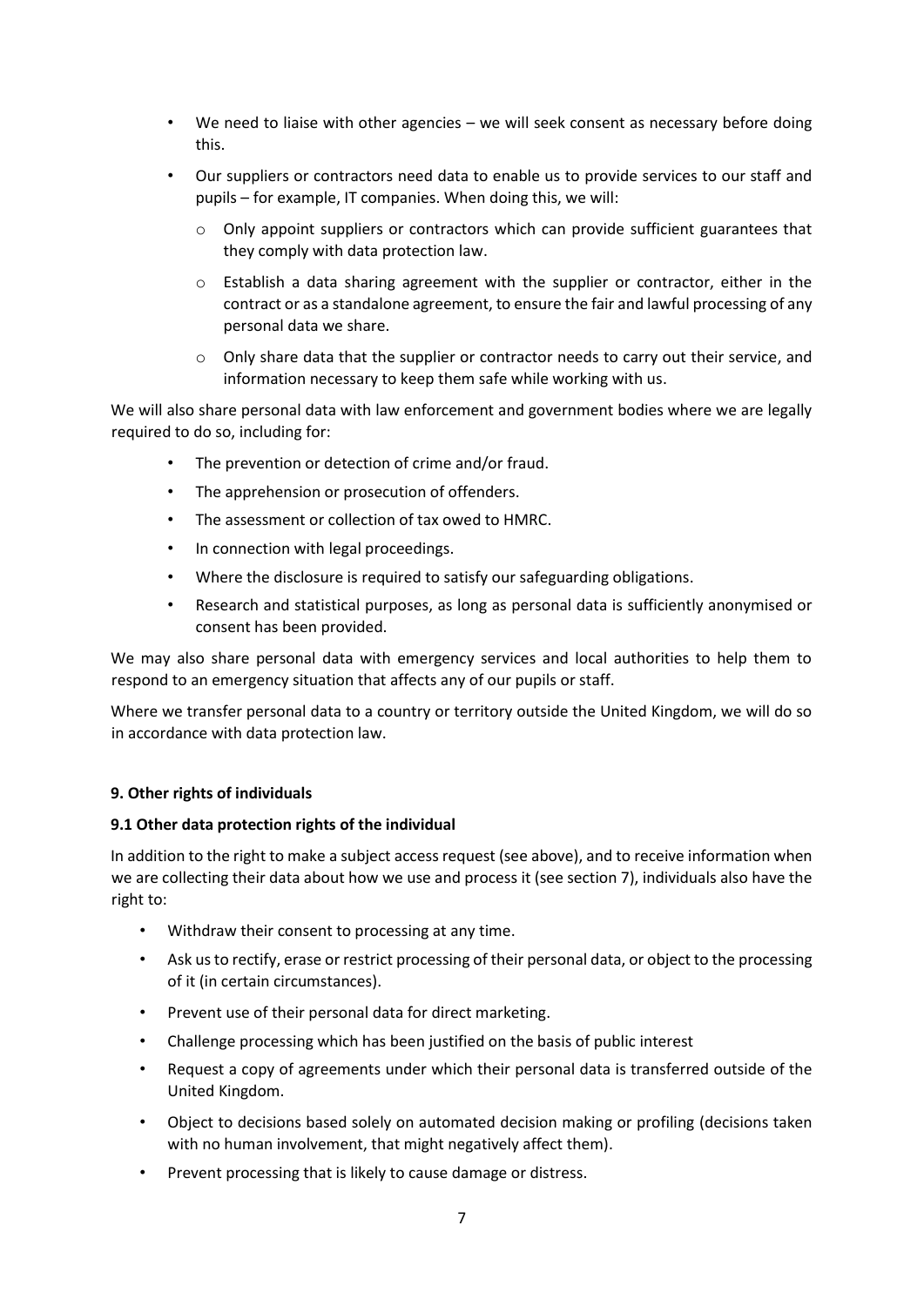- We need to liaise with other agencies – we will seek consent as necessary before doing this.
- Our suppliers or contractors need data to enable us to provide services to our staff and pupils – for example, IT companies. When doing this, we will:
  - Only appoint suppliers or contractors which can provide sufficient guarantees that they comply with data protection law.
  - Establish a data sharing agreement with the supplier or contractor, either in the contract or as a standalone agreement, to ensure the fair and lawful processing of any personal data we share.
  - Only share data that the supplier or contractor needs to carry out their service, and information necessary to keep them safe while working with us.

We will also share personal data with law enforcement and government bodies where we are legally required to do so, including for:

- The prevention or detection of crime and/or fraud.
- The apprehension or prosecution of offenders.
- The assessment or collection of tax owed to HMRC.
- In connection with legal proceedings.
- Where the disclosure is required to satisfy our safeguarding obligations.
- Research and statistical purposes, as long as personal data is sufficiently anonymised or consent has been provided.

We may also share personal data with emergency services and local authorities to help them to respond to an emergency situation that affects any of our pupils or staff.

Where we transfer personal data to a country or territory outside the United Kingdom, we will do so in accordance with data protection law.

## 9. Other rights of individuals

### 9.1 Other data protection rights of the individual

In addition to the right to make a subject access request (see above), and to receive information when we are collecting their data about how we use and process it (see section 7), individuals also have the right to:

- Withdraw their consent to processing at any time.
- Ask us to rectify, erase or restrict processing of their personal data, or object to the processing of it (in certain circumstances).
- Prevent use of their personal data for direct marketing.
- Challenge processing which has been justified on the basis of public interest
- Request a copy of agreements under which their personal data is transferred outside of the United Kingdom.
- Object to decisions based solely on automated decision making or profiling (decisions taken with no human involvement, that might negatively affect them).
- Prevent processing that is likely to cause damage or distress.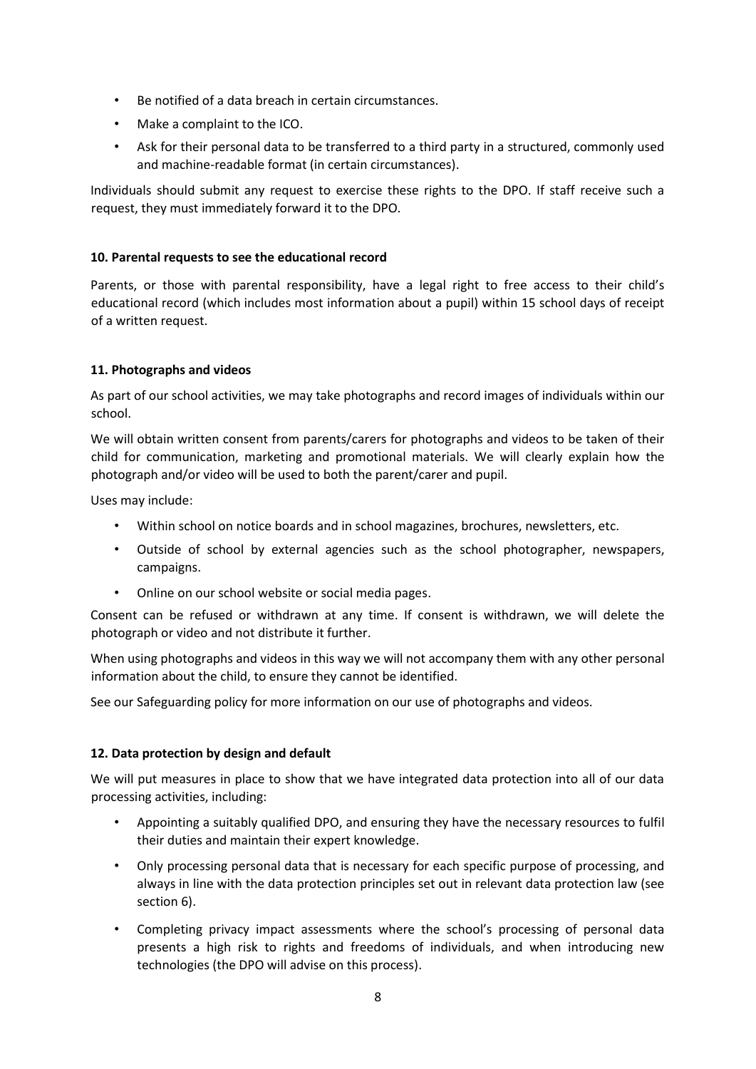- Be notified of a data breach in certain circumstances.
- Make a complaint to the ICO.
- Ask for their personal data to be transferred to a third party in a structured, commonly used and machine-readable format (in certain circumstances).

Individuals should submit any request to exercise these rights to the DPO. If staff receive such a request, they must immediately forward it to the DPO.

**10. Parental requests to see the educational record**

Parents, or those with parental responsibility, have a legal right to free access to their child's educational record (which includes most information about a pupil) within 15 school days of receipt of a written request.

**11. Photographs and videos**

As part of our school activities, we may take photographs and record images of individuals within our school.

We will obtain written consent from parents/carers for photographs and videos to be taken of their child for communication, marketing and promotional materials. We will clearly explain how the photograph and/or video will be used to both the parent/carer and pupil.

Uses may include:

- Within school on notice boards and in school magazines, brochures, newsletters, etc.
- Outside of school by external agencies such as the school photographer, newspapers, campaigns.
- Online on our school website or social media pages.

Consent can be refused or withdrawn at any time. If consent is withdrawn, we will delete the photograph or video and not distribute it further.

When using photographs and videos in this way we will not accompany them with any other personal information about the child, to ensure they cannot be identified.

See our Safeguarding policy for more information on our use of photographs and videos.

**12. Data protection by design and default**

We will put measures in place to show that we have integrated data protection into all of our data processing activities, including:

- Appointing a suitably qualified DPO, and ensuring they have the necessary resources to fulfil their duties and maintain their expert knowledge.
- Only processing personal data that is necessary for each specific purpose of processing, and always in line with the data protection principles set out in relevant data protection law (see section 6).
- Completing privacy impact assessments where the school's processing of personal data presents a high risk to rights and freedoms of individuals, and when introducing new technologies (the DPO will advise on this process).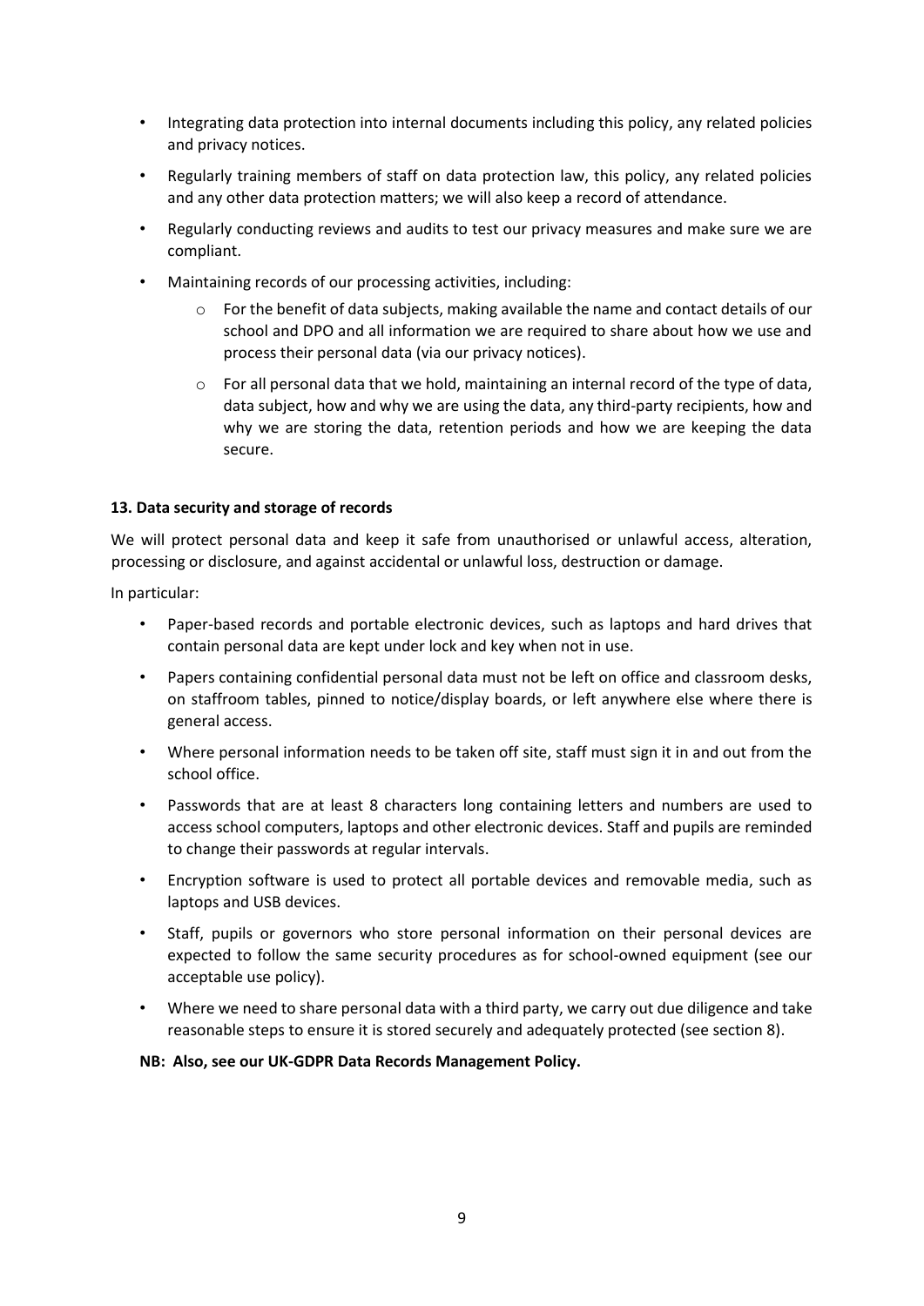- Integrating data protection into internal documents including this policy, any related policies and privacy notices.
- Regularly training members of staff on data protection law, this policy, any related policies and any other data protection matters; we will also keep a record of attendance.
- Regularly conducting reviews and audits to test our privacy measures and make sure we are compliant.
- Maintaining records of our processing activities, including:
  - For the benefit of data subjects, making available the name and contact details of our school and DPO and all information we are required to share about how we use and process their personal data (via our privacy notices).
  - For all personal data that we hold, maintaining an internal record of the type of data, data subject, how and why we are using the data, any third-party recipients, how and why we are storing the data, retention periods and how we are keeping the data secure.

**13. Data security and storage of records**

We will protect personal data and keep it safe from unauthorised or unlawful access, alteration, processing or disclosure, and against accidental or unlawful loss, destruction or damage.

In particular:

- Paper-based records and portable electronic devices, such as laptops and hard drives that contain personal data are kept under lock and key when not in use.
- Papers containing confidential personal data must not be left on office and classroom desks, on staffroom tables, pinned to notice/display boards, or left anywhere else where there is general access.
- Where personal information needs to be taken off site, staff must sign it in and out from the school office.
- Passwords that are at least 8 characters long containing letters and numbers are used to access school computers, laptops and other electronic devices. Staff and pupils are reminded to change their passwords at regular intervals.
- Encryption software is used to protect all portable devices and removable media, such as laptops and USB devices.
- Staff, pupils or governors who store personal information on their personal devices are expected to follow the same security procedures as for school-owned equipment (see our acceptable use policy).
- Where we need to share personal data with a third party, we carry out due diligence and take reasonable steps to ensure it is stored securely and adequately protected (see section 8).

**NB: Also, see our UK-GDPR Data Records Management Policy.**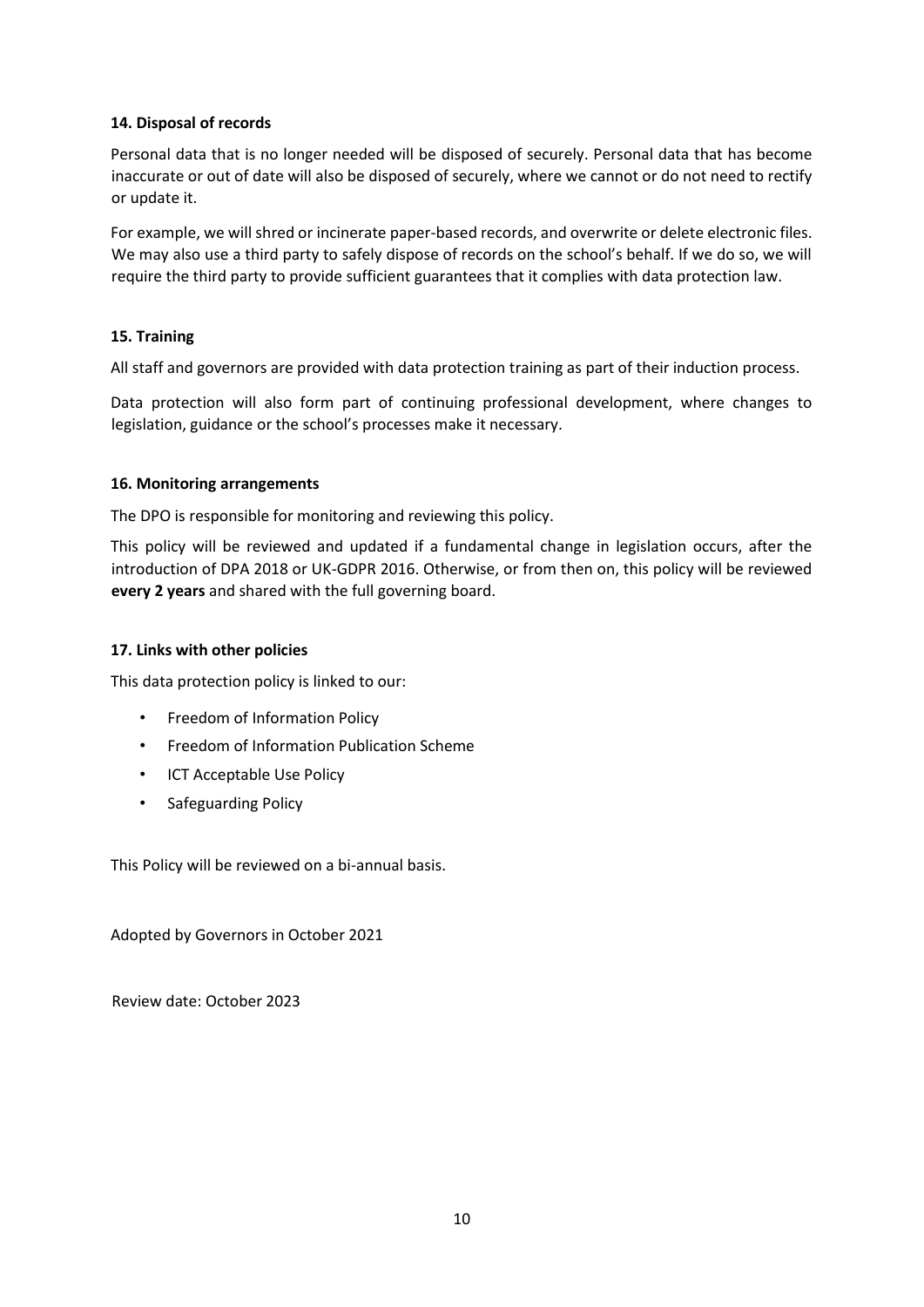### 14. Disposal of records

Personal data that is no longer needed will be disposed of securely. Personal data that has become inaccurate or out of date will also be disposed of securely, where we cannot or do not need to rectify or update it.

For example, we will shred or incinerate paper-based records, and overwrite or delete electronic files. We may also use a third party to safely dispose of records on the school's behalf. If we do so, we will require the third party to provide sufficient guarantees that it complies with data protection law.

### 15. Training

All staff and governors are provided with data protection training as part of their induction process.

Data protection will also form part of continuing professional development, where changes to legislation, guidance or the school's processes make it necessary.

### 16. Monitoring arrangements

The DPO is responsible for monitoring and reviewing this policy.

This policy will be reviewed and updated if a fundamental change in legislation occurs, after the introduction of DPA 2018 or UK-GDPR 2016. Otherwise, or from then on, this policy will be reviewed **every 2 years** and shared with the full governing board.

### 17. Links with other policies

This data protection policy is linked to our:

- Freedom of Information Policy
- Freedom of Information Publication Scheme
- ICT Acceptable Use Policy
- Safeguarding Policy

This Policy will be reviewed on a bi-annual basis.

Adopted by Governors in October 2021

Review date: October 2023